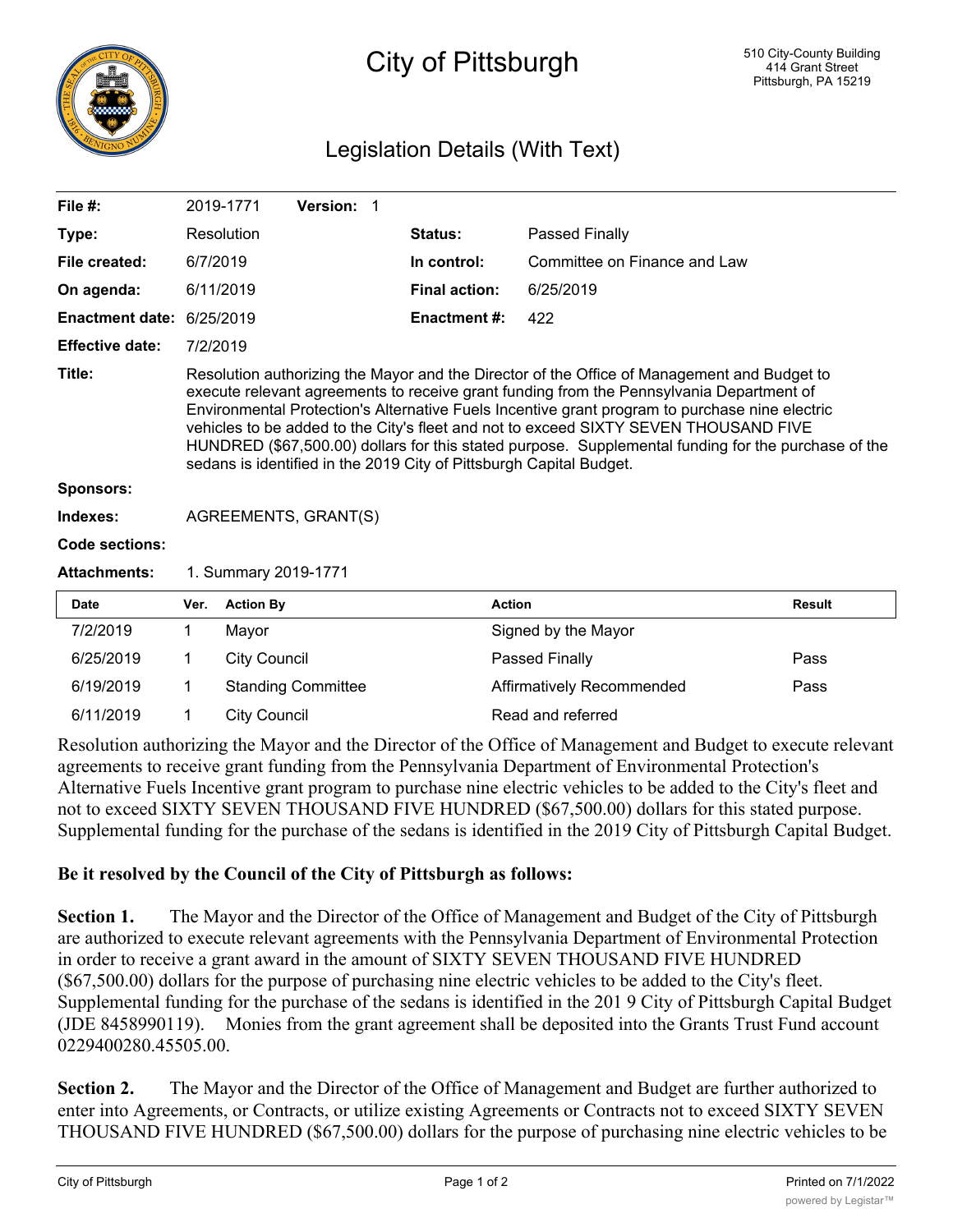# City of Pittsburgh

510 City-County Building
414 Grant Street
Pittsburgh, PA 15219

## Legislation Details (With Text)

| | | | |
|---|---|---|---|
| **File #:** | 2019-1771 **Version:** 1 | | |
| **Type:** | Resolution | **Status:** | Passed Finally |
| **File created:** | 6/7/2019 | **In control:** | Committee on Finance and Law |
| **On agenda:** | 6/11/2019 | **Final action:** | 6/25/2019 |
| **Enactment date:** | 6/25/2019 | **Enactment #:** | 422 |
| **Effective date:** | 7/2/2019 | | |

**Title:** Resolution authorizing the Mayor and the Director of the Office of Management and Budget to execute relevant agreements to receive grant funding from the Pennsylvania Department of Environmental Protection's Alternative Fuels Incentive grant program to purchase nine electric vehicles to be added to the City's fleet and not to exceed SIXTY SEVEN THOUSAND FIVE HUNDRED ($67,500.00) dollars for this stated purpose. Supplemental funding for the purchase of the sedans is identified in the 2019 City of Pittsburgh Capital Budget.

**Sponsors:**

**Indexes:** AGREEMENTS, GRANT(S)

**Code sections:**

**Attachments:** 1. Summary 2019-1771

| Date | Ver. | Action By | Action | Result |
|---|---|---|---|---|
| 7/2/2019 | 1 | Mayor | Signed by the Mayor | |
| 6/25/2019 | 1 | City Council | Passed Finally | Pass |
| 6/19/2019 | 1 | Standing Committee | Affirmatively Recommended | Pass |
| 6/11/2019 | 1 | City Council | Read and referred | |

Resolution authorizing the Mayor and the Director of the Office of Management and Budget to execute relevant agreements to receive grant funding from the Pennsylvania Department of Environmental Protection's Alternative Fuels Incentive grant program to purchase nine electric vehicles to be added to the City's fleet and not to exceed SIXTY SEVEN THOUSAND FIVE HUNDRED ($67,500.00) dollars for this stated purpose. Supplemental funding for the purchase of the sedans is identified in the 2019 City of Pittsburgh Capital Budget.

**Be it resolved by the Council of the City of Pittsburgh as follows:**

**Section 1.** The Mayor and the Director of the Office of Management and Budget of the City of Pittsburgh are authorized to execute relevant agreements with the Pennsylvania Department of Environmental Protection in order to receive a grant award in the amount of SIXTY SEVEN THOUSAND FIVE HUNDRED ($67,500.00) dollars for the purpose of purchasing nine electric vehicles to be added to the City's fleet. Supplemental funding for the purchase of the sedans is identified in the 201 9 City of Pittsburgh Capital Budget (JDE 8458990119). Monies from the grant agreement shall be deposited into the Grants Trust Fund account 0229400280.45505.00.

**Section 2.** The Mayor and the Director of the Office of Management and Budget are further authorized to enter into Agreements, or Contracts, or utilize existing Agreements or Contracts not to exceed SIXTY SEVEN THOUSAND FIVE HUNDRED ($67,500.00) dollars for the purpose of purchasing nine electric vehicles to be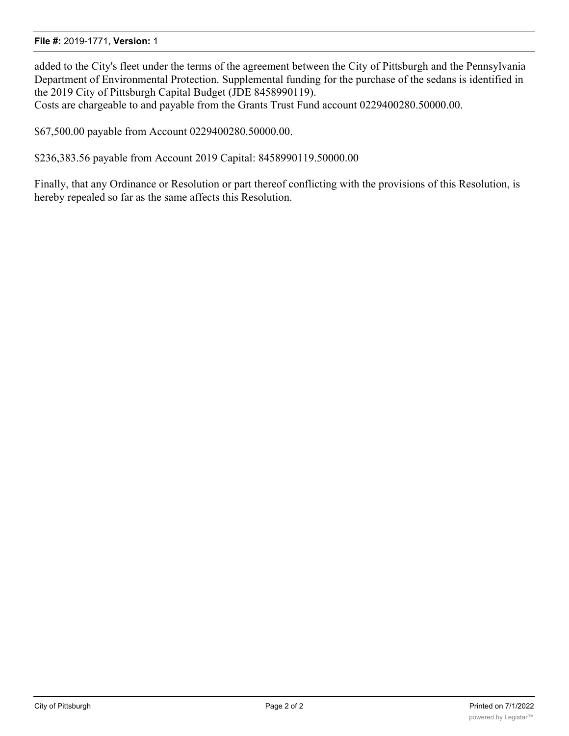added to the City's fleet under the terms of the agreement between the City of Pittsburgh and the Pennsylvania Department of Environmental Protection. Supplemental funding for the purchase of the sedans is identified in the 2019 City of Pittsburgh Capital Budget (JDE 8458990119).
Costs are chargeable to and payable from the Grants Trust Fund account 0229400280.50000.00.

$67,500.00 payable from Account 0229400280.50000.00.

$236,383.56 payable from Account 2019 Capital: 8458990119.50000.00

Finally, that any Ordinance or Resolution or part thereof conflicting with the provisions of this Resolution, is hereby repealed so far as the same affects this Resolution.